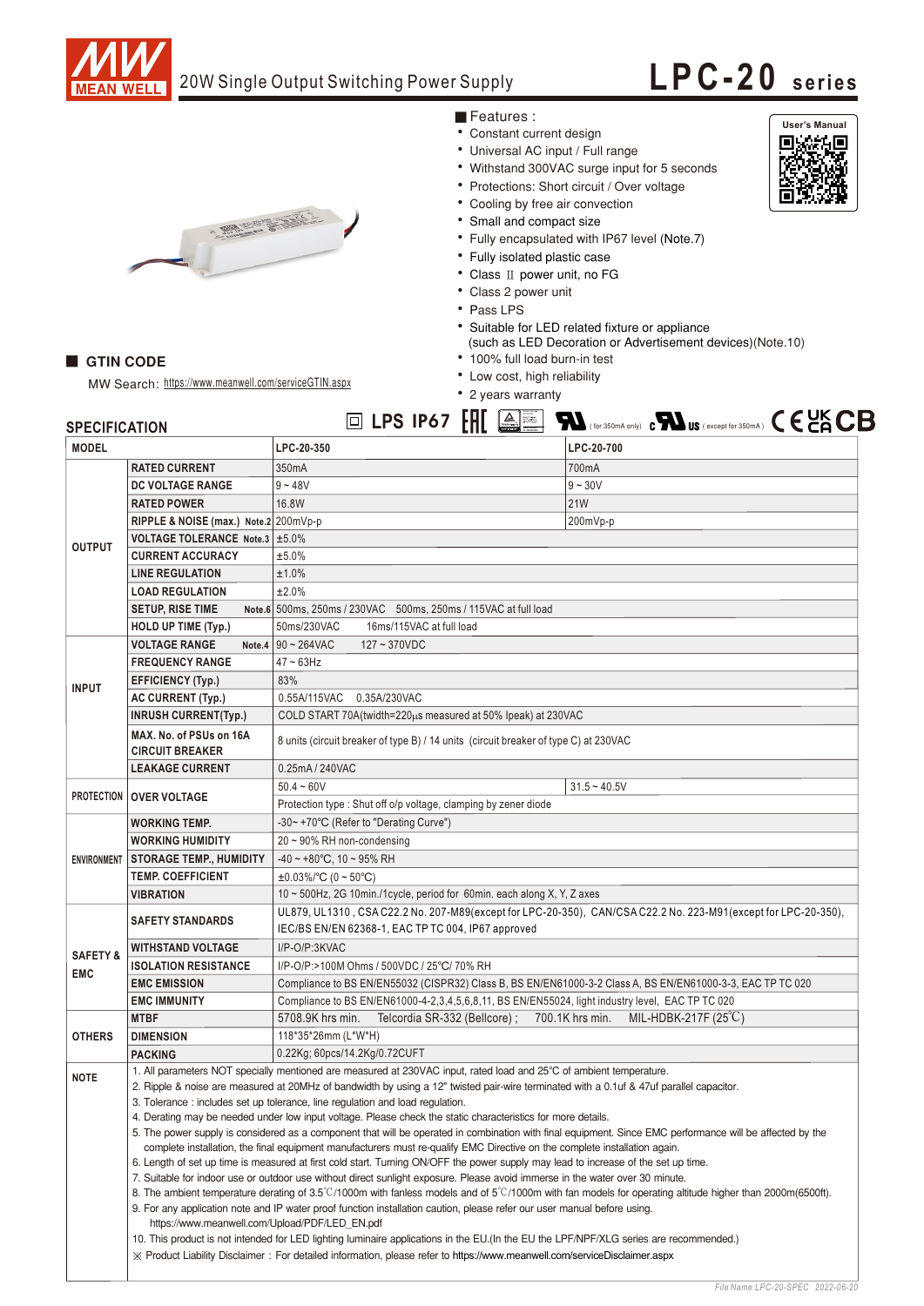# MEAN WELL

## 20W Single Output Switching Power Supply

# LPC-20 series

■ Features :

- Constant current design
- Universal AC input / Full range
- Withstand 300VAC surge input for 5 seconds
- Protections: Short circuit / Over voltage
- Cooling by free air convection
- Small and compact size
- Fully encapsulated with IP67 level (Note.7)
- Fully isolated plastic case
- Class Ⅱ power unit, no FG
- Class 2 power unit
- Pass LPS
- Suitable for LED related fixture or appliance (such as LED Decoration or Advertisement devices)(Note.10)
- 100% full load burn-in test
- Low cost, high reliability
- 2 years warranty

User's Manual

## ■ GTIN CODE

MW Search: https://www.meanwell.com/serviceGTIN.aspx

## SPECIFICATION

LPS IP67 (for 350mA only) (except for 350mA) CE UKCA CB

| MODEL | | LPC-20-350 | LPC-20-700 |
|---|---|---|---|
| OUTPUT | RATED CURRENT | 350mA | 700mA |
| | DC VOLTAGE RANGE | 9 ~ 48V | 9 ~ 30V |
| | RATED POWER | 16.8W | 21W |
| | RIPPLE & NOISE (max.) Note.2 | 200mVp-p | 200mVp-p |
| | VOLTAGE TOLERANCE Note.3 | ±5.0% | |
| | CURRENT ACCURACY | ±5.0% | |
| | LINE REGULATION | ±1.0% | |
| | LOAD REGULATION | ±2.0% | |
| | SETUP, RISE TIME Note.6 | 500ms, 250ms / 230VAC 500ms, 250ms / 115VAC at full load | |
| | HOLD UP TIME (Typ.) | 50ms/230VAC 16ms/115VAC at full load | |
| INPUT | VOLTAGE RANGE Note.4 | 90 ~ 264VAC 127 ~ 370VDC | |
| | FREQUENCY RANGE | 47 ~ 63Hz | |
| | EFFICIENCY (Typ.) | 83% | |
| | AC CURRENT (Typ.) | 0.55A/115VAC 0.35A/230VAC | |
| | INRUSH CURRENT(Typ.) | COLD START 70A(twidth=220μs measured at 50% Ipeak) at 230VAC | |
| | MAX. No. of PSUs on 16A CIRCUIT BREAKER | 8 units (circuit breaker of type B) / 14 units (circuit breaker of type C) at 230VAC | |
| | LEAKAGE CURRENT | 0.25mA / 240VAC | |
| PROTECTION | OVER VOLTAGE | 50.4 ~ 60V | 31.5 ~ 40.5V |
| | | Protection type : Shut off o/p voltage, clamping by zener diode | |
| ENVIRONMENT | WORKING TEMP. | -30~ +70℃ (Refer to "Derating Curve") | |
| | WORKING HUMIDITY | 20 ~ 90% RH non-condensing | |
| | STORAGE TEMP., HUMIDITY | -40 ~ +80℃, 10 ~ 95% RH | |
| | TEMP. COEFFICIENT | ±0.03%/℃ (0 ~ 50℃) | |
| | VIBRATION | 10 ~ 500Hz, 2G 10min./1cycle, period for 60min. each along X, Y, Z axes | |
| SAFETY & EMC | SAFETY STANDARDS | UL879, UL1310 , CSA C22.2 No. 207-M89(except for LPC-20-350), CAN/CSA C22.2 No. 223-M91(except for LPC-20-350), IEC/BS EN/EN 62368-1, EAC TP TC 004, IP67 approved | |
| | WITHSTAND VOLTAGE | I/P-O/P:3KVAC | |
| | ISOLATION RESISTANCE | I/P-O/P:>100M Ohms / 500VDC / 25℃/ 70% RH | |
| | EMC EMISSION | Compliance to BS EN/EN55032 (CISPR32) Class B, BS EN/EN61000-3-2 Class A, BS EN/EN61000-3-3, EAC TP TC 020 | |
| | EMC IMMUNITY | Compliance to BS EN/EN61000-4-2,3,4,5,6,8,11, BS EN/EN55024, light industry level, EAC TP TC 020 | |
| OTHERS | MTBF | 5708.9K hrs min. Telcordia SR-332 (Bellcore) ; 700.1K hrs min. MIL-HDBK-217F (25℃) | |
| | DIMENSION | 118*35*26mm (L*W*H) | |
| | PACKING | 0.22Kg; 60pcs/14.2Kg/0.72CUFT | |

**NOTE**

1. All parameters NOT specially mentioned are measured at 230VAC input, rated load and 25°C of ambient temperature.
2. Ripple & noise are measured at 20MHz of bandwidth by using a 12" twisted pair-wire terminated with a 0.1uf & 47uf parallel capacitor.
3. Tolerance : includes set up tolerance, line regulation and load regulation.
4. Derating may be needed under low input voltage. Please check the static characteristics for more details.
5. The power supply is considered as a component that will be operated in combination with final equipment. Since EMC performance will be affected by the complete installation, the final equipment manufacturers must re-qualify EMC Directive on the complete installation again.
6. Length of set up time is measured at first cold start. Turning ON/OFF the power supply may lead to increase of the set up time.
7. Suitable for indoor use or outdoor use without direct sunlight exposure. Please avoid immerse in the water over 30 minute.
8. The ambient temperature derating of 3.5℃/1000m with fanless models and of 5℃/1000m with fan models for operating altitude higher than 2000m(6500ft).
9. For any application note and IP water proof function installation caution, please refer our user manual before using. https://www.meanwell.com/Upload/PDF/LED_EN.pdf
10. This product is not intended for LED lighting luminaire applications in the EU.(In the EU the LPF/NPF/XLG series are recommended.)

※ Product Liability Disclaimer：For detailed information, please refer to https://www.meanwell.com/serviceDisclaimer.aspx

File Name:LPC-20-SPEC 2022-06-20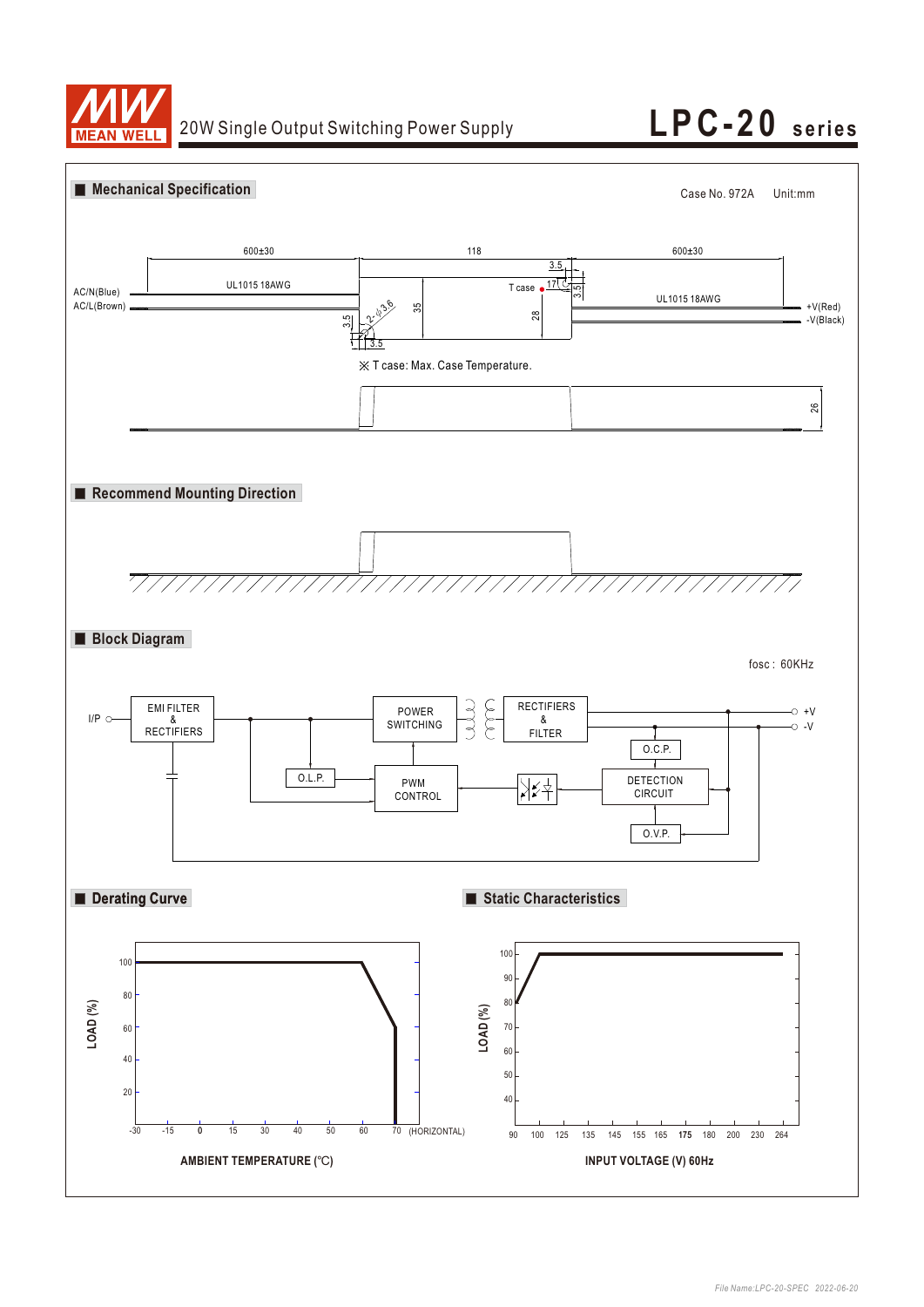# 20W Single Output Switching Power Supply — LPC-20 series

## ■ Mechanical Specification

Case No. 972A Unit:mm

600±30
118
600±30
UL1015 18AWG
UL1015 18AWG
AC/N(Blue)
AC/L(Brown)
+V(Red)
-V(Black)
T case
3.5
17
3.5
2-φ3.6
35
28
3.5
3.5
26

※ T case: Max. Case Temperature.

## ■ Recommend Mounting Direction

## ■ Block Diagram

fosc : 60KHz

I/P
EMI FILTER & RECTIFIERS
POWER SWITCHING
RECTIFIERS & FILTER
+V
-V
O.L.P.
PWM CONTROL
O.C.P.
DETECTION CIRCUIT
O.V.P.

## ■ Derating Curve

LOAD (%)
100
80
60
40
20
-30 -15 0 15 30 40 50 60 70 (HORIZONTAL)
AMBIENT TEMPERATURE (℃)

## ■ Static Characteristics

LOAD (%)
100
90
80
70
60
50
40
90 100 125 135 145 155 165 175 180 200 230 264
INPUT VOLTAGE (V) 60Hz

*File Name:LPC-20-SPEC 2022-06-20*